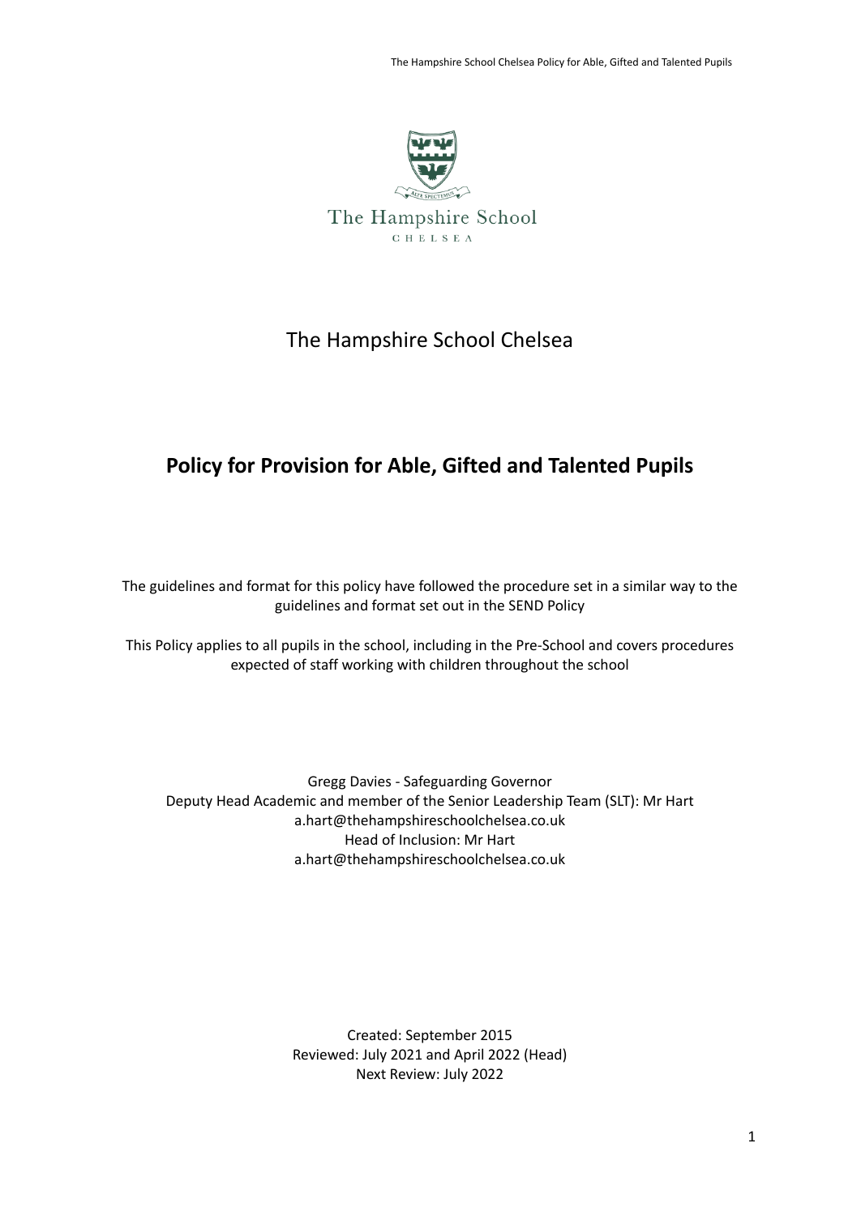# The Hampshire School Chelsea

## Policy for Provision for Able, Gifted and Talented Pupils

The guidelines and format for this policy have followed the procedure set in a similar way to the guidelines and format set out in the SEND Policy

This Policy applies to all pupils in the school, including in the Pre-School and covers procedures expected of staff working with children throughout the school

Gregg Davies - Safeguarding Governor
Deputy Head Academic and member of the Senior Leadership Team (SLT): Mr Hart
a.hart@thehampshireschoolchelsea.co.uk
Head of Inclusion: Mr Hart
a.hart@thehampshireschoolchelsea.co.uk

Created: September 2015
Reviewed: July 2021 and April 2022 (Head)
Next Review: July 2022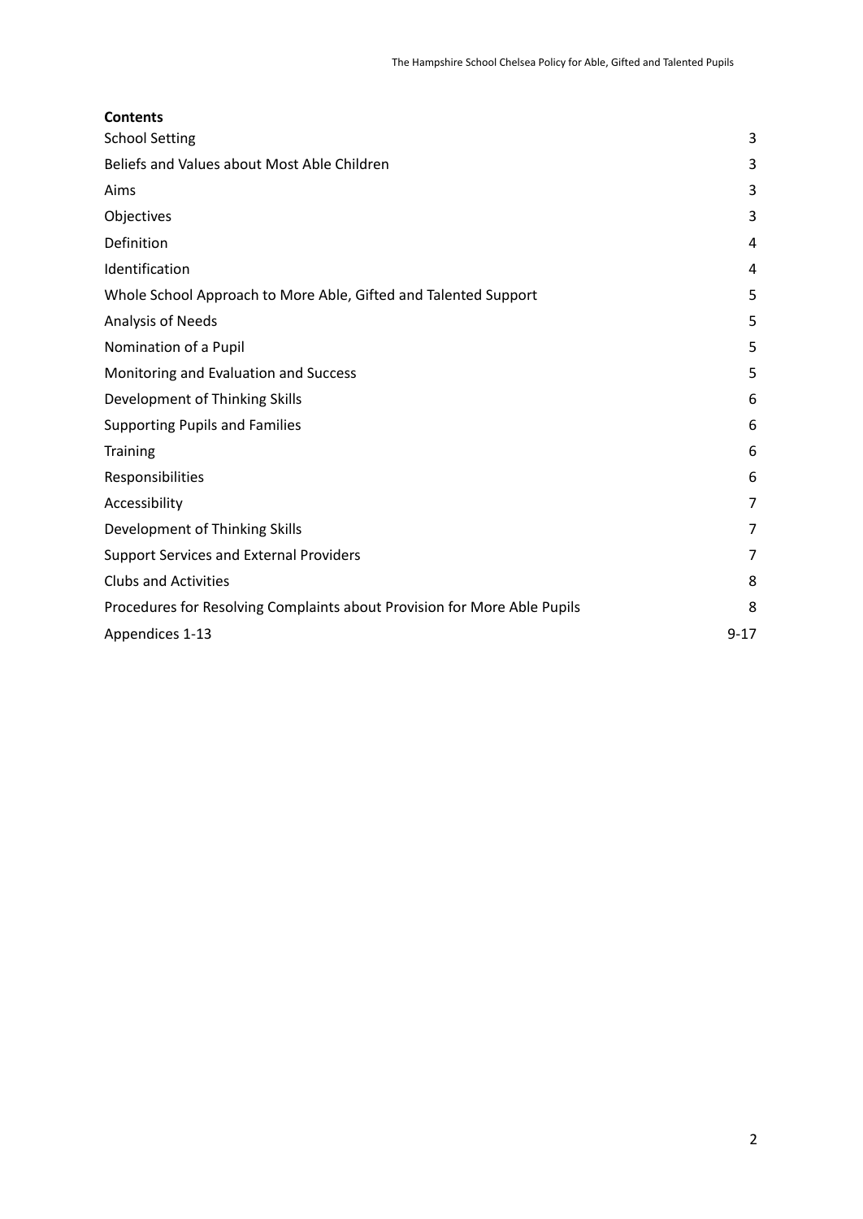**Contents**

| | |
|---|---|
| School Setting | 3 |
| Beliefs and Values about Most Able Children | 3 |
| Aims | 3 |
| Objectives | 3 |
| Definition | 4 |
| Identification | 4 |
| Whole School Approach to More Able, Gifted and Talented Support | 5 |
| Analysis of Needs | 5 |
| Nomination of a Pupil | 5 |
| Monitoring and Evaluation and Success | 5 |
| Development of Thinking Skills | 6 |
| Supporting Pupils and Families | 6 |
| Training | 6 |
| Responsibilities | 6 |
| Accessibility | 7 |
| Development of Thinking Skills | 7 |
| Support Services and External Providers | 7 |
| Clubs and Activities | 8 |
| Procedures for Resolving Complaints about Provision for More Able Pupils | 8 |
| Appendices 1-13 | 9-17 |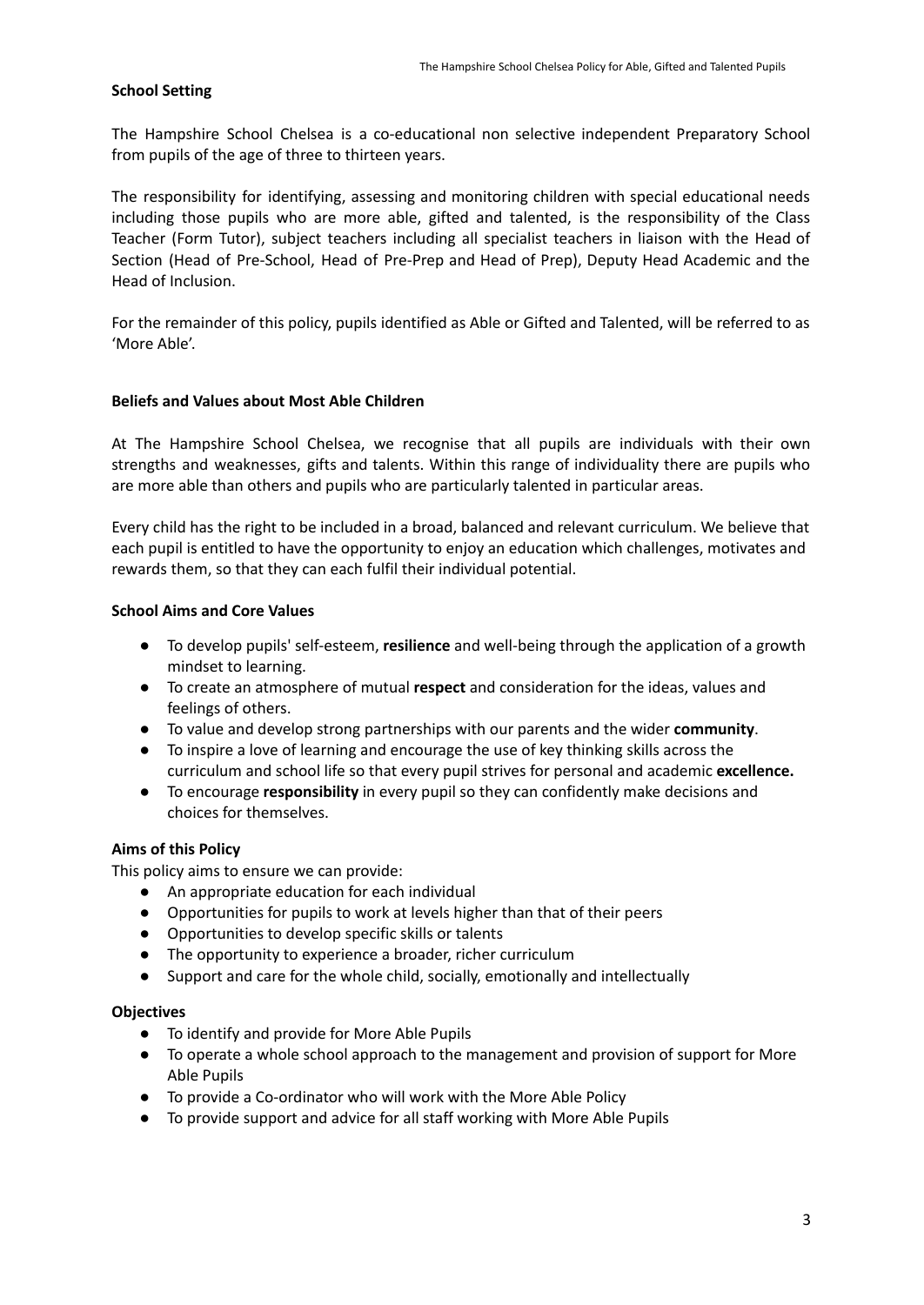## School Setting

The Hampshire School Chelsea is a co-educational non selective independent Preparatory School from pupils of the age of three to thirteen years.

The responsibility for identifying, assessing and monitoring children with special educational needs including those pupils who are more able, gifted and talented, is the responsibility of the Class Teacher (Form Tutor), subject teachers including all specialist teachers in liaison with the Head of Section (Head of Pre-School, Head of Pre-Prep and Head of Prep), Deputy Head Academic and the Head of Inclusion.

For the remainder of this policy, pupils identified as Able or Gifted and Talented, will be referred to as 'More Able'.

## Beliefs and Values about Most Able Children

At The Hampshire School Chelsea, we recognise that all pupils are individuals with their own strengths and weaknesses, gifts and talents. Within this range of individuality there are pupils who are more able than others and pupils who are particularly talented in particular areas.

Every child has the right to be included in a broad, balanced and relevant curriculum. We believe that each pupil is entitled to have the opportunity to enjoy an education which challenges, motivates and rewards them, so that they can each fulfil their individual potential.

## School Aims and Core Values

- To develop pupils' self-esteem, **resilience** and well-being through the application of a growth mindset to learning.
- To create an atmosphere of mutual **respect** and consideration for the ideas, values and feelings of others.
- To value and develop strong partnerships with our parents and the wider **community**.
- To inspire a love of learning and encourage the use of key thinking skills across the curriculum and school life so that every pupil strives for personal and academic **excellence.**
- To encourage **responsibility** in every pupil so they can confidently make decisions and choices for themselves.

## Aims of this Policy

This policy aims to ensure we can provide:

- An appropriate education for each individual
- Opportunities for pupils to work at levels higher than that of their peers
- Opportunities to develop specific skills or talents
- The opportunity to experience a broader, richer curriculum
- Support and care for the whole child, socially, emotionally and intellectually

## Objectives

- To identify and provide for More Able Pupils
- To operate a whole school approach to the management and provision of support for More Able Pupils
- To provide a Co-ordinator who will work with the More Able Policy
- To provide support and advice for all staff working with More Able Pupils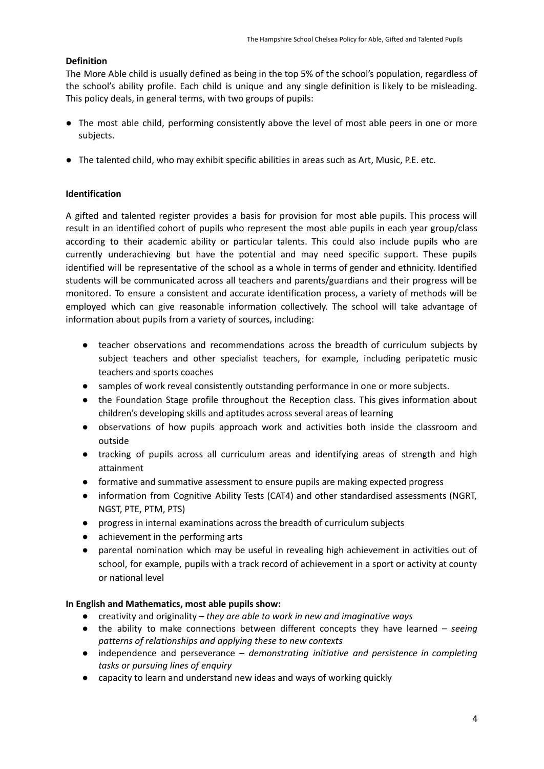**Definition**

The More Able child is usually defined as being in the top 5% of the school's population, regardless of the school's ability profile. Each child is unique and any single definition is likely to be misleading. This policy deals, in general terms, with two groups of pupils:

- The most able child, performing consistently above the level of most able peers in one or more subjects.
- The talented child, who may exhibit specific abilities in areas such as Art, Music, P.E. etc.

**Identification**

A gifted and talented register provides a basis for provision for most able pupils. This process will result in an identified cohort of pupils who represent the most able pupils in each year group/class according to their academic ability or particular talents. This could also include pupils who are currently underachieving but have the potential and may need specific support. These pupils identified will be representative of the school as a whole in terms of gender and ethnicity. Identified students will be communicated across all teachers and parents/guardians and their progress will be monitored. To ensure a consistent and accurate identification process, a variety of methods will be employed which can give reasonable information collectively. The school will take advantage of information about pupils from a variety of sources, including:

- teacher observations and recommendations across the breadth of curriculum subjects by subject teachers and other specialist teachers, for example, including peripatetic music teachers and sports coaches
- samples of work reveal consistently outstanding performance in one or more subjects.
- the Foundation Stage profile throughout the Reception class. This gives information about children's developing skills and aptitudes across several areas of learning
- observations of how pupils approach work and activities both inside the classroom and outside
- tracking of pupils across all curriculum areas and identifying areas of strength and high attainment
- formative and summative assessment to ensure pupils are making expected progress
- information from Cognitive Ability Tests (CAT4) and other standardised assessments (NGRT, NGST, PTE, PTM, PTS)
- progress in internal examinations across the breadth of curriculum subjects
- achievement in the performing arts
- parental nomination which may be useful in revealing high achievement in activities out of school, for example, pupils with a track record of achievement in a sport or activity at county or national level

**In English and Mathematics, most able pupils show:**

- creativity and originality – *they are able to work in new and imaginative ways*
- the ability to make connections between different concepts they have learned – *seeing patterns of relationships and applying these to new contexts*
- independence and perseverance – *demonstrating initiative and persistence in completing tasks or pursuing lines of enquiry*
- capacity to learn and understand new ideas and ways of working quickly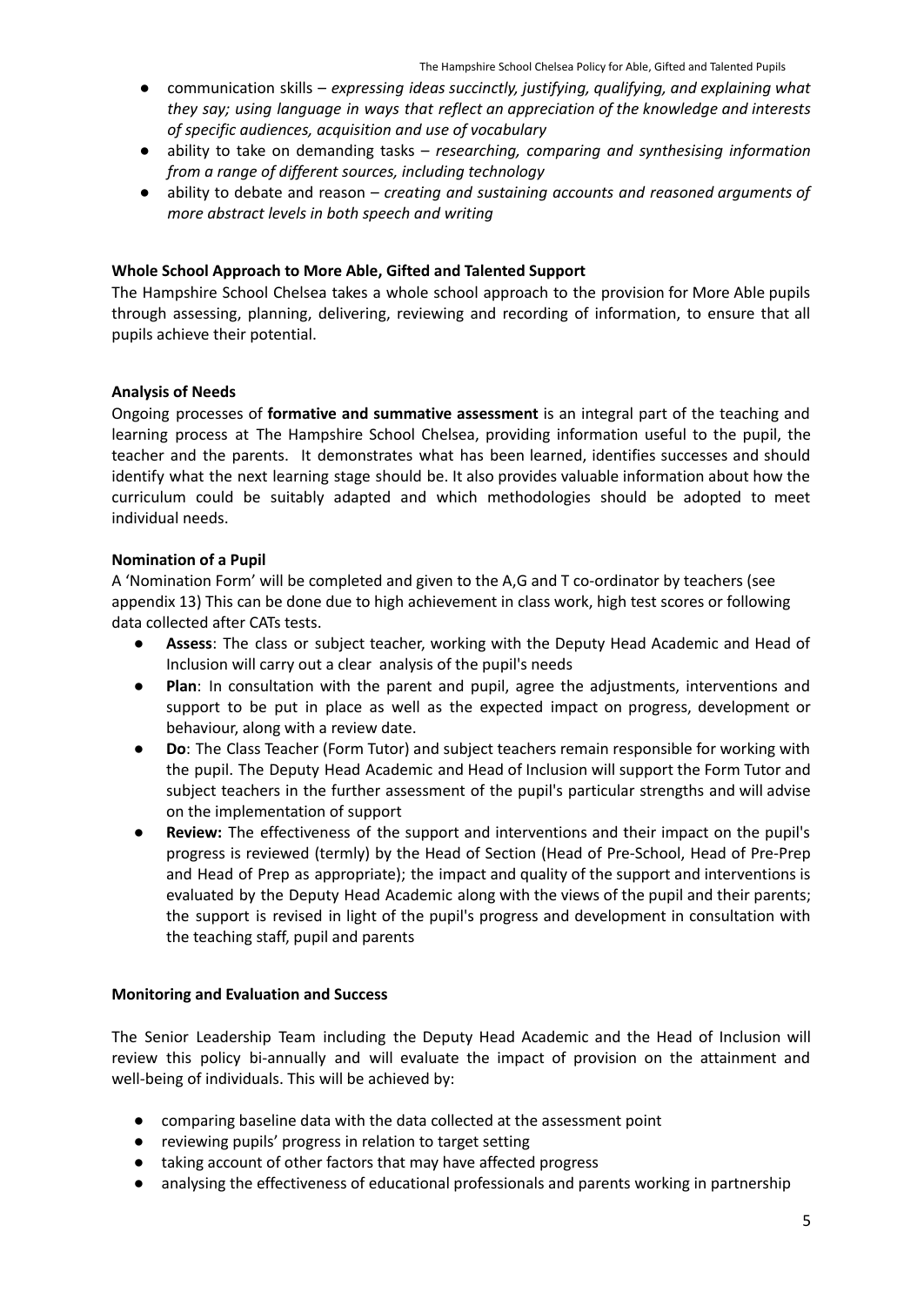- communication skills – *expressing ideas succinctly, justifying, qualifying, and explaining what they say; using language in ways that reflect an appreciation of the knowledge and interests of specific audiences, acquisition and use of vocabulary*
- ability to take on demanding tasks – *researching, comparing and synthesising information from a range of different sources, including technology*
- ability to debate and reason – *creating and sustaining accounts and reasoned arguments of more abstract levels in both speech and writing*

**Whole School Approach to More Able, Gifted and Talented Support**

The Hampshire School Chelsea takes a whole school approach to the provision for More Able pupils through assessing, planning, delivering, reviewing and recording of information, to ensure that all pupils achieve their potential.

**Analysis of Needs**

Ongoing processes of **formative and summative assessment** is an integral part of the teaching and learning process at The Hampshire School Chelsea, providing information useful to the pupil, the teacher and the parents. It demonstrates what has been learned, identifies successes and should identify what the next learning stage should be. It also provides valuable information about how the curriculum could be suitably adapted and which methodologies should be adopted to meet individual needs.

**Nomination of a Pupil**

A 'Nomination Form' will be completed and given to the A,G and T co-ordinator by teachers (see appendix 13) This can be done due to high achievement in class work, high test scores or following data collected after CATs tests.

- **Assess**: The class or subject teacher, working with the Deputy Head Academic and Head of Inclusion will carry out a clear analysis of the pupil's needs
- **Plan**: In consultation with the parent and pupil, agree the adjustments, interventions and support to be put in place as well as the expected impact on progress, development or behaviour, along with a review date.
- **Do**: The Class Teacher (Form Tutor) and subject teachers remain responsible for working with the pupil. The Deputy Head Academic and Head of Inclusion will support the Form Tutor and subject teachers in the further assessment of the pupil's particular strengths and will advise on the implementation of support
- **Review:** The effectiveness of the support and interventions and their impact on the pupil's progress is reviewed (termly) by the Head of Section (Head of Pre-School, Head of Pre-Prep and Head of Prep as appropriate); the impact and quality of the support and interventions is evaluated by the Deputy Head Academic along with the views of the pupil and their parents; the support is revised in light of the pupil's progress and development in consultation with the teaching staff, pupil and parents

**Monitoring and Evaluation and Success**

The Senior Leadership Team including the Deputy Head Academic and the Head of Inclusion will review this policy bi-annually and will evaluate the impact of provision on the attainment and well-being of individuals. This will be achieved by:

- comparing baseline data with the data collected at the assessment point
- reviewing pupils' progress in relation to target setting
- taking account of other factors that may have affected progress
- analysing the effectiveness of educational professionals and parents working in partnership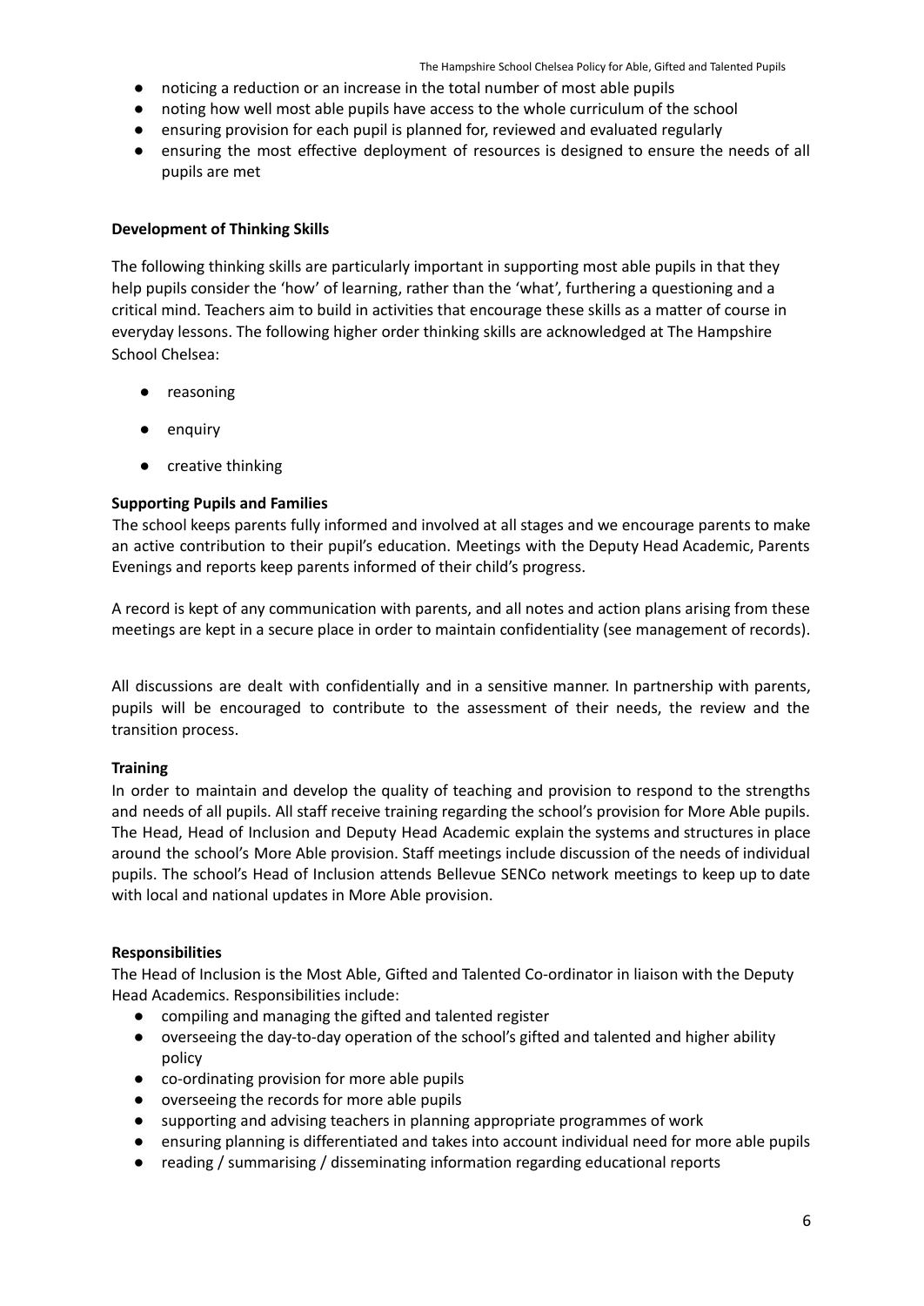- noticing a reduction or an increase in the total number of most able pupils
- noting how well most able pupils have access to the whole curriculum of the school
- ensuring provision for each pupil is planned for, reviewed and evaluated regularly
- ensuring the most effective deployment of resources is designed to ensure the needs of all pupils are met

**Development of Thinking Skills**

The following thinking skills are particularly important in supporting most able pupils in that they help pupils consider the 'how' of learning, rather than the 'what', furthering a questioning and a critical mind. Teachers aim to build in activities that encourage these skills as a matter of course in everyday lessons. The following higher order thinking skills are acknowledged at The Hampshire School Chelsea:

- reasoning
- enquiry
- creative thinking

**Supporting Pupils and Families**

The school keeps parents fully informed and involved at all stages and we encourage parents to make an active contribution to their pupil's education. Meetings with the Deputy Head Academic, Parents Evenings and reports keep parents informed of their child's progress.

A record is kept of any communication with parents, and all notes and action plans arising from these meetings are kept in a secure place in order to maintain confidentiality (see management of records).

All discussions are dealt with confidentially and in a sensitive manner. In partnership with parents, pupils will be encouraged to contribute to the assessment of their needs, the review and the transition process.

**Training**

In order to maintain and develop the quality of teaching and provision to respond to the strengths and needs of all pupils. All staff receive training regarding the school's provision for More Able pupils. The Head, Head of Inclusion and Deputy Head Academic explain the systems and structures in place around the school's More Able provision. Staff meetings include discussion of the needs of individual pupils. The school's Head of Inclusion attends Bellevue SENCo network meetings to keep up to date with local and national updates in More Able provision.

**Responsibilities**

The Head of Inclusion is the Most Able, Gifted and Talented Co-ordinator in liaison with the Deputy Head Academics. Responsibilities include:

- compiling and managing the gifted and talented register
- overseeing the day-to-day operation of the school's gifted and talented and higher ability policy
- co-ordinating provision for more able pupils
- overseeing the records for more able pupils
- supporting and advising teachers in planning appropriate programmes of work
- ensuring planning is differentiated and takes into account individual need for more able pupils
- reading / summarising / disseminating information regarding educational reports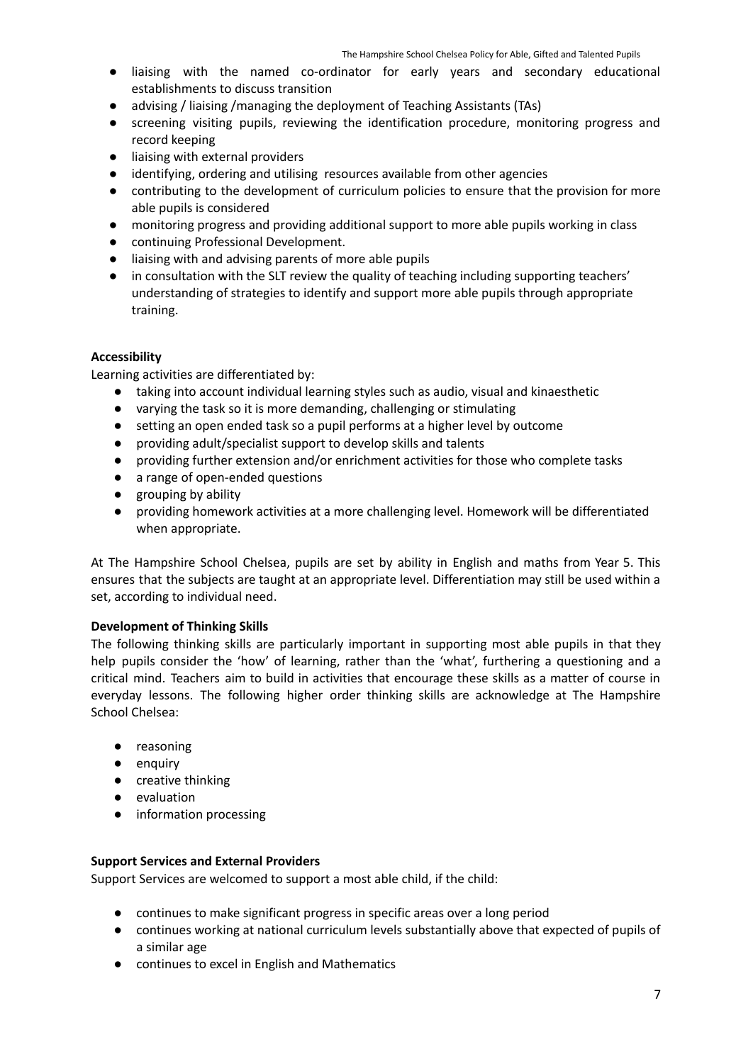- liaising with the named co-ordinator for early years and secondary educational establishments to discuss transition
- advising / liaising /managing the deployment of Teaching Assistants (TAs)
- screening visiting pupils, reviewing the identification procedure, monitoring progress and record keeping
- liaising with external providers
- identifying, ordering and utilising resources available from other agencies
- contributing to the development of curriculum policies to ensure that the provision for more able pupils is considered
- monitoring progress and providing additional support to more able pupils working in class
- continuing Professional Development.
- liaising with and advising parents of more able pupils
- in consultation with the SLT review the quality of teaching including supporting teachers' understanding of strategies to identify and support more able pupils through appropriate training.

**Accessibility**

Learning activities are differentiated by:

- taking into account individual learning styles such as audio, visual and kinaesthetic
- varying the task so it is more demanding, challenging or stimulating
- setting an open ended task so a pupil performs at a higher level by outcome
- providing adult/specialist support to develop skills and talents
- providing further extension and/or enrichment activities for those who complete tasks
- a range of open-ended questions
- grouping by ability
- providing homework activities at a more challenging level. Homework will be differentiated when appropriate.

At The Hampshire School Chelsea, pupils are set by ability in English and maths from Year 5. This ensures that the subjects are taught at an appropriate level. Differentiation may still be used within a set, according to individual need.

**Development of Thinking Skills**

The following thinking skills are particularly important in supporting most able pupils in that they help pupils consider the 'how' of learning, rather than the 'what', furthering a questioning and a critical mind. Teachers aim to build in activities that encourage these skills as a matter of course in everyday lessons. The following higher order thinking skills are acknowledge at The Hampshire School Chelsea:

- reasoning
- enquiry
- creative thinking
- evaluation
- information processing

**Support Services and External Providers**

Support Services are welcomed to support a most able child, if the child:

- continues to make significant progress in specific areas over a long period
- continues working at national curriculum levels substantially above that expected of pupils of a similar age
- continues to excel in English and Mathematics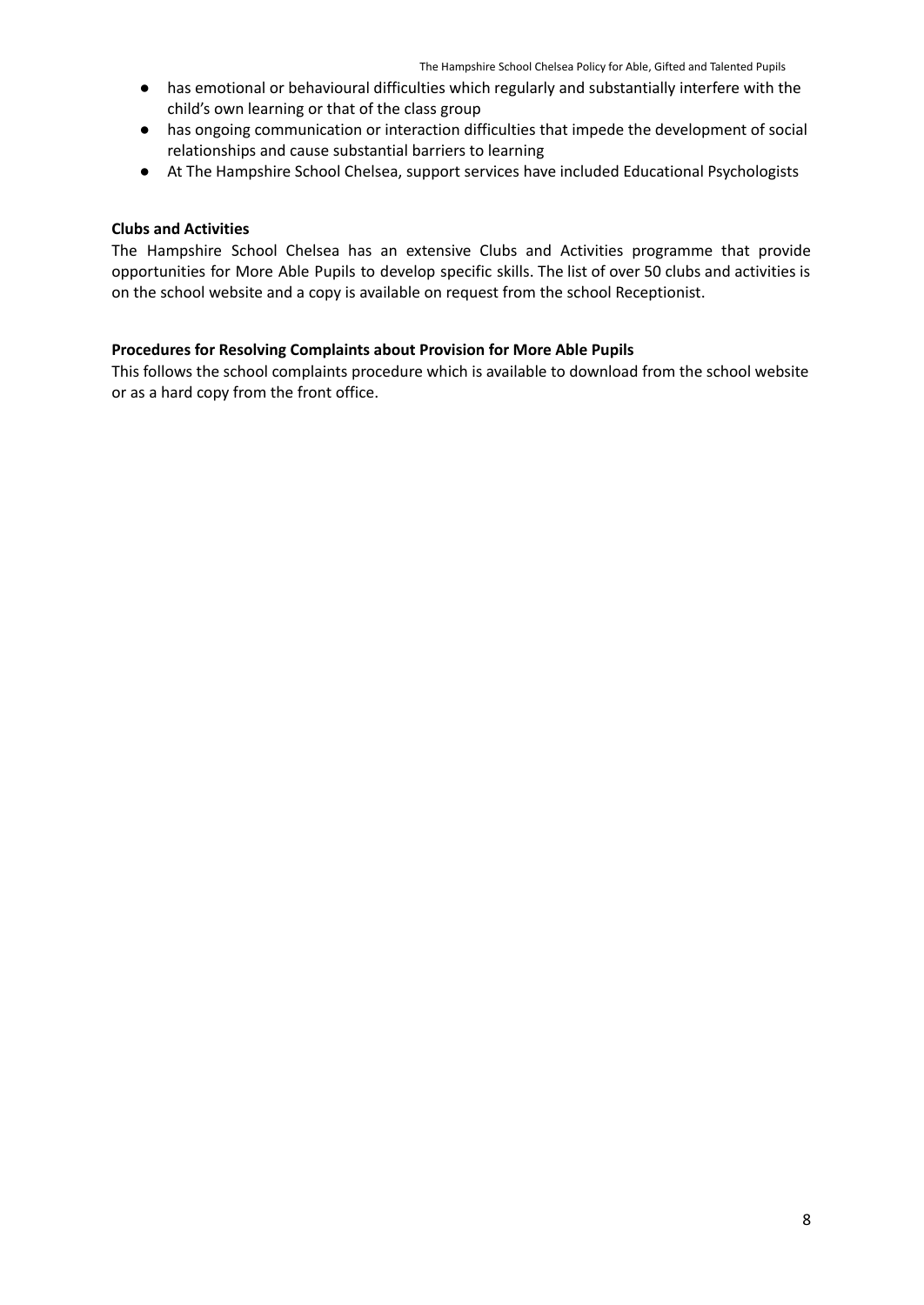- has emotional or behavioural difficulties which regularly and substantially interfere with the child's own learning or that of the class group
- has ongoing communication or interaction difficulties that impede the development of social relationships and cause substantial barriers to learning
- At The Hampshire School Chelsea, support services have included Educational Psychologists

**Clubs and Activities**

The Hampshire School Chelsea has an extensive Clubs and Activities programme that provide opportunities for More Able Pupils to develop specific skills. The list of over 50 clubs and activities is on the school website and a copy is available on request from the school Receptionist.

**Procedures for Resolving Complaints about Provision for More Able Pupils**

This follows the school complaints procedure which is available to download from the school website or as a hard copy from the front office.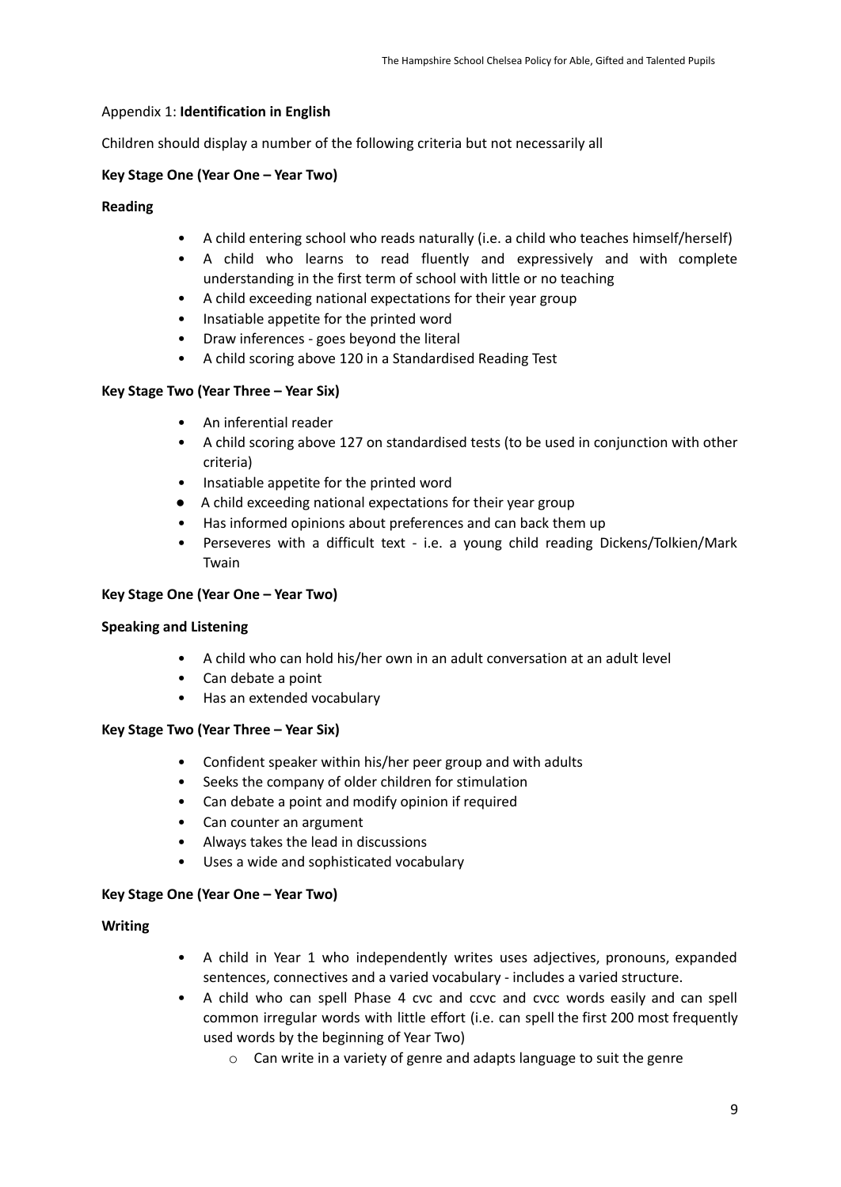Appendix 1: **Identification in English**

Children should display a number of the following criteria but not necessarily all

**Key Stage One (Year One – Year Two)**

**Reading**

- A child entering school who reads naturally (i.e. a child who teaches himself/herself)
- A child who learns to read fluently and expressively and with complete understanding in the first term of school with little or no teaching
- A child exceeding national expectations for their year group
- Insatiable appetite for the printed word
- Draw inferences - goes beyond the literal
- A child scoring above 120 in a Standardised Reading Test

**Key Stage Two (Year Three – Year Six)**

- An inferential reader
- A child scoring above 127 on standardised tests (to be used in conjunction with other criteria)
- Insatiable appetite for the printed word
- A child exceeding national expectations for their year group
- Has informed opinions about preferences and can back them up
- Perseveres with a difficult text - i.e. a young child reading Dickens/Tolkien/Mark Twain

**Key Stage One (Year One – Year Two)**

**Speaking and Listening**

- A child who can hold his/her own in an adult conversation at an adult level
- Can debate a point
- Has an extended vocabulary

**Key Stage Two (Year Three – Year Six)**

- Confident speaker within his/her peer group and with adults
- Seeks the company of older children for stimulation
- Can debate a point and modify opinion if required
- Can counter an argument
- Always takes the lead in discussions
- Uses a wide and sophisticated vocabulary

**Key Stage One (Year One – Year Two)**

**Writing**

- A child in Year 1 who independently writes uses adjectives, pronouns, expanded sentences, connectives and a varied vocabulary - includes a varied structure.
- A child who can spell Phase 4 cvc and ccvc and cvcc words easily and can spell common irregular words with little effort (i.e. can spell the first 200 most frequently used words by the beginning of Year Two)
    - Can write in a variety of genre and adapts language to suit the genre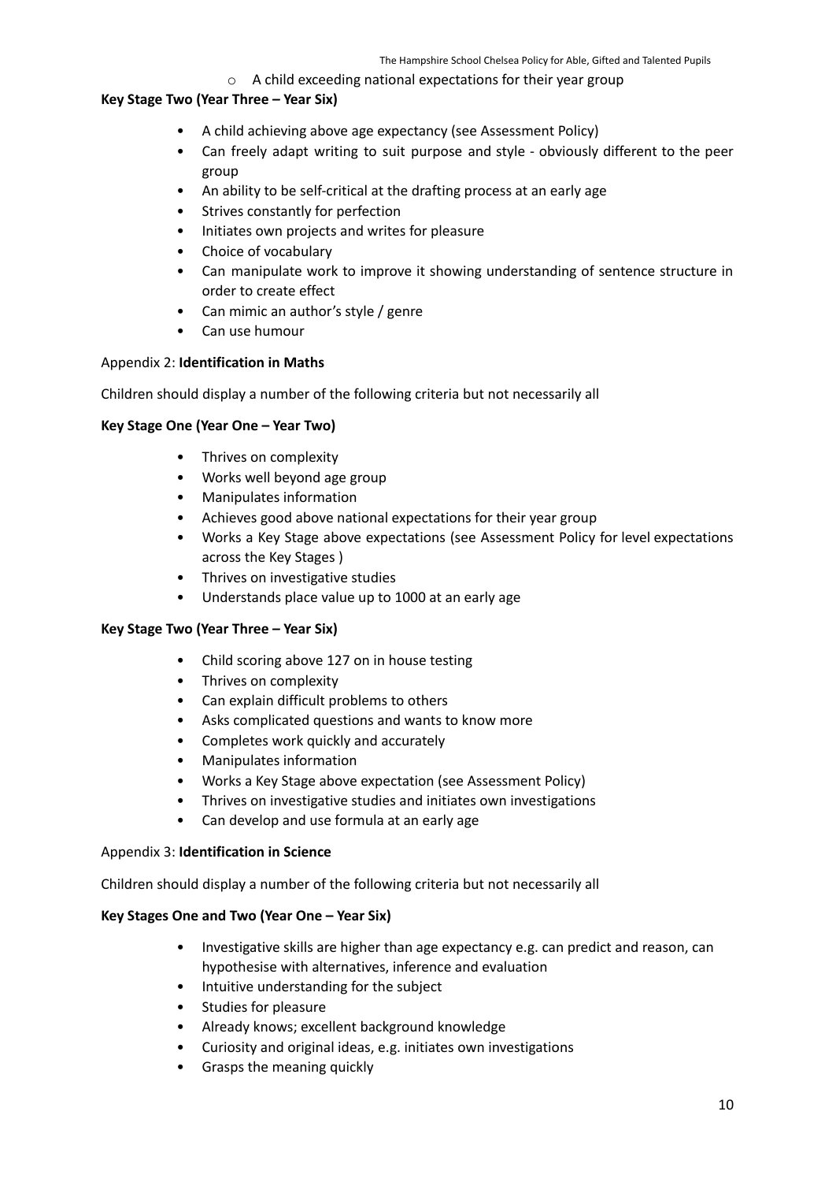- A child exceeding national expectations for their year group

**Key Stage Two (Year Three – Year Six)**

- A child achieving above age expectancy (see Assessment Policy)
- Can freely adapt writing to suit purpose and style - obviously different to the peer group
- An ability to be self-critical at the drafting process at an early age
- Strives constantly for perfection
- Initiates own projects and writes for pleasure
- Choice of vocabulary
- Can manipulate work to improve it showing understanding of sentence structure in order to create effect
- Can mimic an author's style / genre
- Can use humour

Appendix 2: **Identification in Maths**

Children should display a number of the following criteria but not necessarily all

**Key Stage One (Year One – Year Two)**

- Thrives on complexity
- Works well beyond age group
- Manipulates information
- Achieves good above national expectations for their year group
- Works a Key Stage above expectations (see Assessment Policy for level expectations across the Key Stages )
- Thrives on investigative studies
- Understands place value up to 1000 at an early age

**Key Stage Two (Year Three – Year Six)**

- Child scoring above 127 on in house testing
- Thrives on complexity
- Can explain difficult problems to others
- Asks complicated questions and wants to know more
- Completes work quickly and accurately
- Manipulates information
- Works a Key Stage above expectation (see Assessment Policy)
- Thrives on investigative studies and initiates own investigations
- Can develop and use formula at an early age

Appendix 3: **Identification in Science**

Children should display a number of the following criteria but not necessarily all

**Key Stages One and Two (Year One – Year Six)**

- Investigative skills are higher than age expectancy e.g. can predict and reason, can hypothesise with alternatives, inference and evaluation
- Intuitive understanding for the subject
- Studies for pleasure
- Already knows; excellent background knowledge
- Curiosity and original ideas, e.g. initiates own investigations
- Grasps the meaning quickly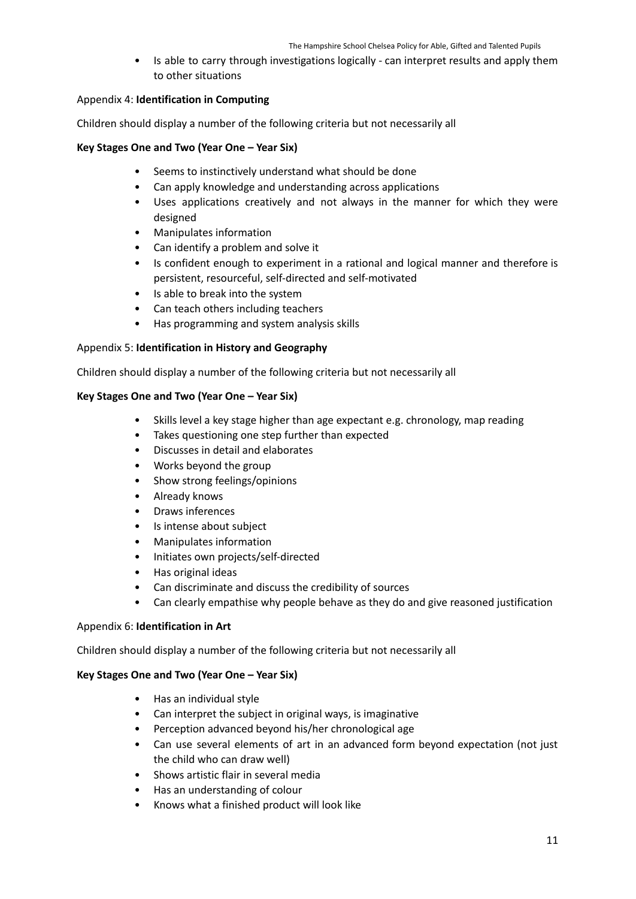- Is able to carry through investigations logically - can interpret results and apply them to other situations

Appendix 4: **Identification in Computing**

Children should display a number of the following criteria but not necessarily all

**Key Stages One and Two (Year One – Year Six)**

- Seems to instinctively understand what should be done
- Can apply knowledge and understanding across applications
- Uses applications creatively and not always in the manner for which they were designed
- Manipulates information
- Can identify a problem and solve it
- Is confident enough to experiment in a rational and logical manner and therefore is persistent, resourceful, self-directed and self-motivated
- Is able to break into the system
- Can teach others including teachers
- Has programming and system analysis skills

Appendix 5: **Identification in History and Geography**

Children should display a number of the following criteria but not necessarily all

**Key Stages One and Two (Year One – Year Six)**

- Skills level a key stage higher than age expectant e.g. chronology, map reading
- Takes questioning one step further than expected
- Discusses in detail and elaborates
- Works beyond the group
- Show strong feelings/opinions
- Already knows
- Draws inferences
- Is intense about subject
- Manipulates information
- Initiates own projects/self-directed
- Has original ideas
- Can discriminate and discuss the credibility of sources
- Can clearly empathise why people behave as they do and give reasoned justification

Appendix 6: **Identification in Art**

Children should display a number of the following criteria but not necessarily all

**Key Stages One and Two (Year One – Year Six)**

- Has an individual style
- Can interpret the subject in original ways, is imaginative
- Perception advanced beyond his/her chronological age
- Can use several elements of art in an advanced form beyond expectation (not just the child who can draw well)
- Shows artistic flair in several media
- Has an understanding of colour
- Knows what a finished product will look like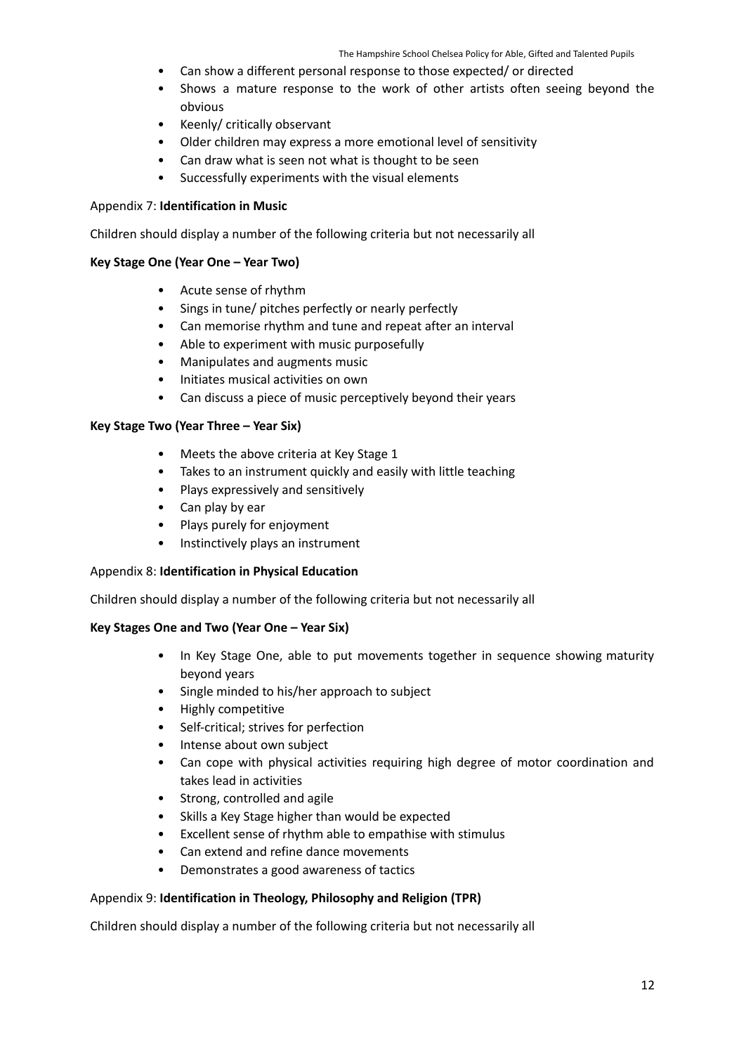- Can show a different personal response to those expected/ or directed
- Shows a mature response to the work of other artists often seeing beyond the obvious
- Keenly/ critically observant
- Older children may express a more emotional level of sensitivity
- Can draw what is seen not what is thought to be seen
- Successfully experiments with the visual elements

Appendix 7: **Identification in Music**

Children should display a number of the following criteria but not necessarily all

**Key Stage One (Year One – Year Two)**

- Acute sense of rhythm
- Sings in tune/ pitches perfectly or nearly perfectly
- Can memorise rhythm and tune and repeat after an interval
- Able to experiment with music purposefully
- Manipulates and augments music
- Initiates musical activities on own
- Can discuss a piece of music perceptively beyond their years

**Key Stage Two (Year Three – Year Six)**

- Meets the above criteria at Key Stage 1
- Takes to an instrument quickly and easily with little teaching
- Plays expressively and sensitively
- Can play by ear
- Plays purely for enjoyment
- Instinctively plays an instrument

Appendix 8: **Identification in Physical Education**

Children should display a number of the following criteria but not necessarily all

**Key Stages One and Two (Year One – Year Six)**

- In Key Stage One, able to put movements together in sequence showing maturity beyond years
- Single minded to his/her approach to subject
- Highly competitive
- Self-critical; strives for perfection
- Intense about own subject
- Can cope with physical activities requiring high degree of motor coordination and takes lead in activities
- Strong, controlled and agile
- Skills a Key Stage higher than would be expected
- Excellent sense of rhythm able to empathise with stimulus
- Can extend and refine dance movements
- Demonstrates a good awareness of tactics

Appendix 9: **Identification in Theology, Philosophy and Religion (TPR)**

Children should display a number of the following criteria but not necessarily all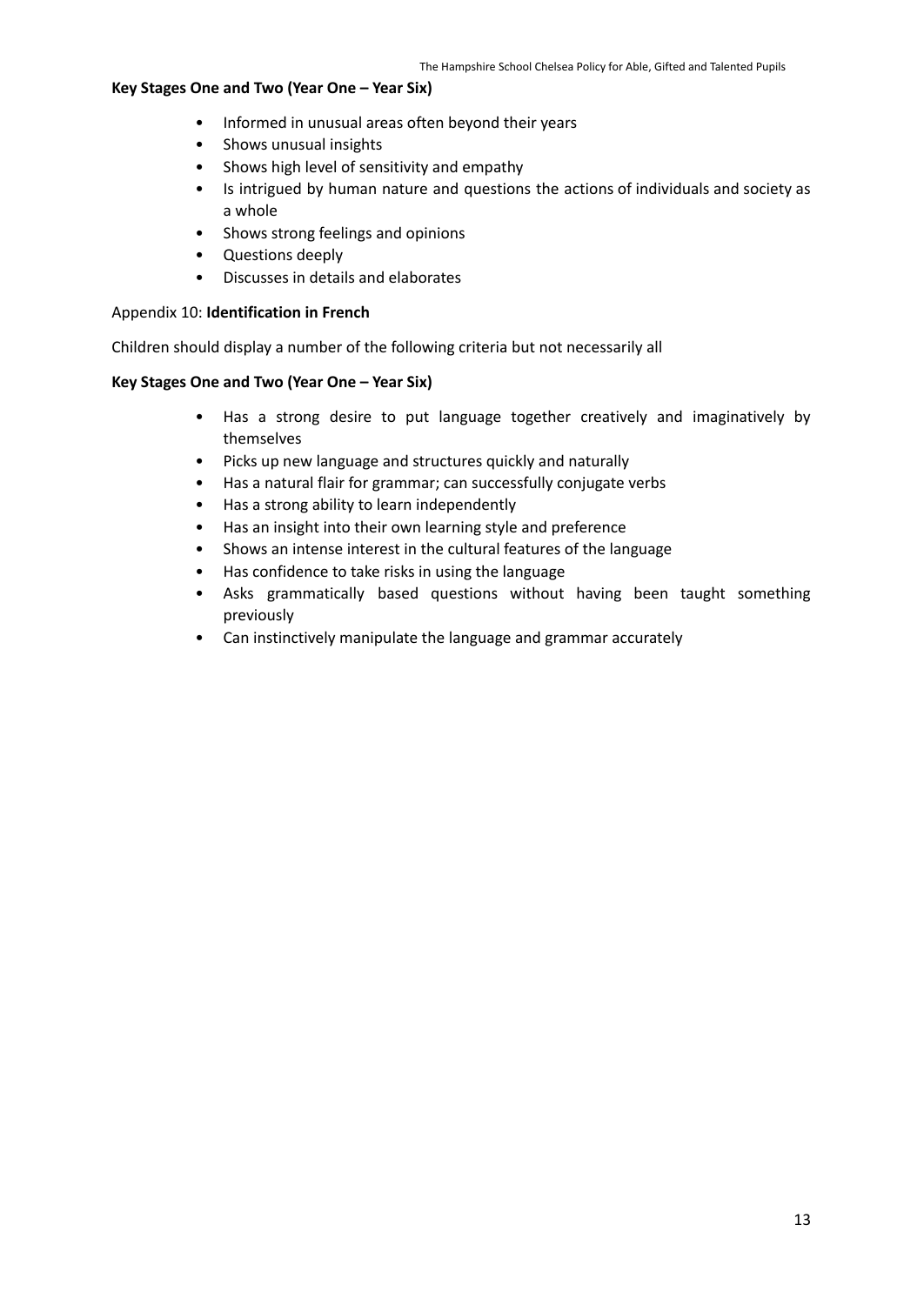**Key Stages One and Two (Year One – Year Six)**

- Informed in unusual areas often beyond their years
- Shows unusual insights
- Shows high level of sensitivity and empathy
- Is intrigued by human nature and questions the actions of individuals and society as a whole
- Shows strong feelings and opinions
- Questions deeply
- Discusses in details and elaborates

Appendix 10: **Identification in French**

Children should display a number of the following criteria but not necessarily all

**Key Stages One and Two (Year One – Year Six)**

- Has a strong desire to put language together creatively and imaginatively by themselves
- Picks up new language and structures quickly and naturally
- Has a natural flair for grammar; can successfully conjugate verbs
- Has a strong ability to learn independently
- Has an insight into their own learning style and preference
- Shows an intense interest in the cultural features of the language
- Has confidence to take risks in using the language
- Asks grammatically based questions without having been taught something previously
- Can instinctively manipulate the language and grammar accurately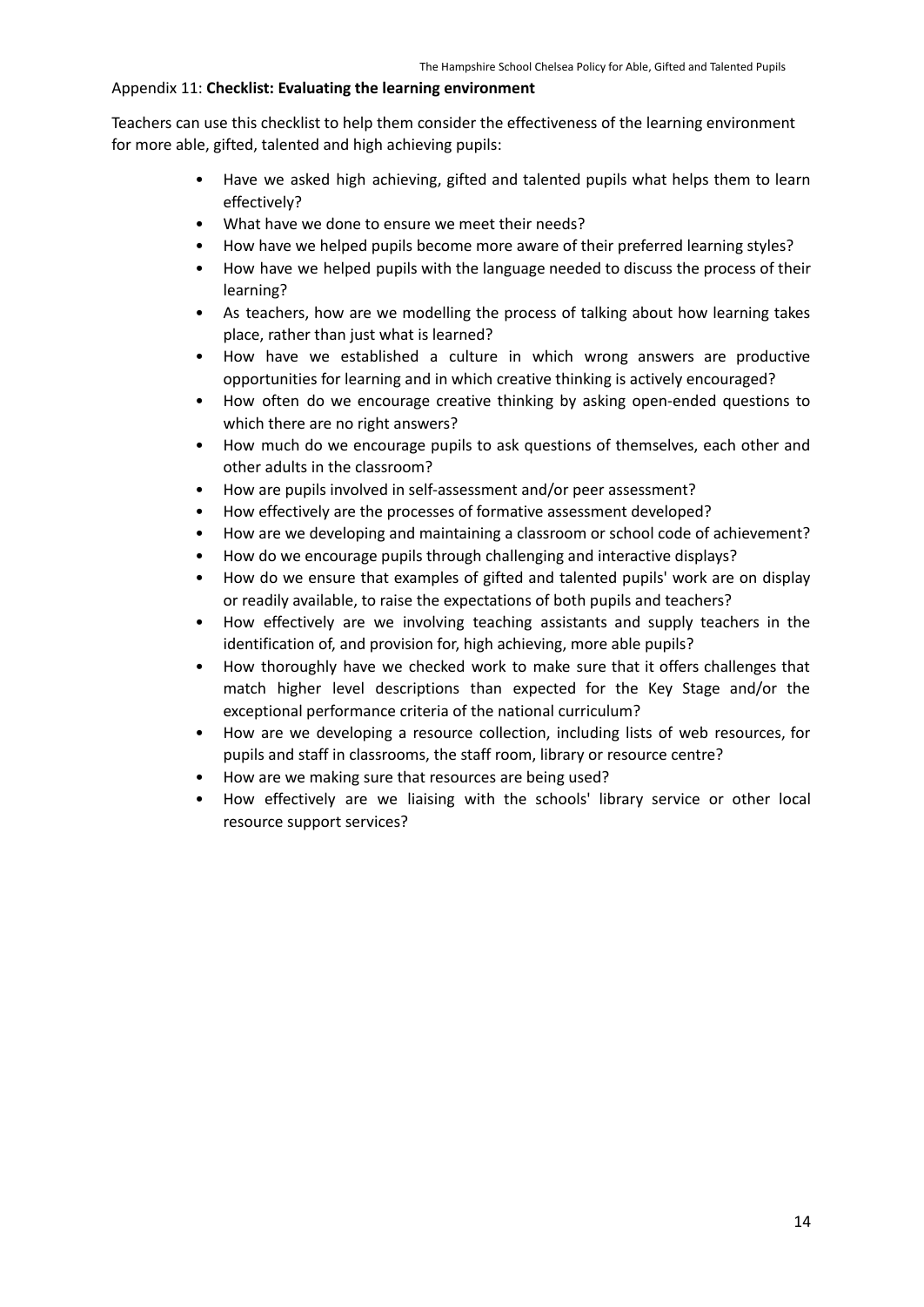Appendix 11: **Checklist: Evaluating the learning environment**

Teachers can use this checklist to help them consider the effectiveness of the learning environment for more able, gifted, talented and high achieving pupils:

- Have we asked high achieving, gifted and talented pupils what helps them to learn effectively?
- What have we done to ensure we meet their needs?
- How have we helped pupils become more aware of their preferred learning styles?
- How have we helped pupils with the language needed to discuss the process of their learning?
- As teachers, how are we modelling the process of talking about how learning takes place, rather than just what is learned?
- How have we established a culture in which wrong answers are productive opportunities for learning and in which creative thinking is actively encouraged?
- How often do we encourage creative thinking by asking open-ended questions to which there are no right answers?
- How much do we encourage pupils to ask questions of themselves, each other and other adults in the classroom?
- How are pupils involved in self-assessment and/or peer assessment?
- How effectively are the processes of formative assessment developed?
- How are we developing and maintaining a classroom or school code of achievement?
- How do we encourage pupils through challenging and interactive displays?
- How do we ensure that examples of gifted and talented pupils' work are on display or readily available, to raise the expectations of both pupils and teachers?
- How effectively are we involving teaching assistants and supply teachers in the identification of, and provision for, high achieving, more able pupils?
- How thoroughly have we checked work to make sure that it offers challenges that match higher level descriptions than expected for the Key Stage and/or the exceptional performance criteria of the national curriculum?
- How are we developing a resource collection, including lists of web resources, for pupils and staff in classrooms, the staff room, library or resource centre?
- How are we making sure that resources are being used?
- How effectively are we liaising with the schools' library service or other local resource support services?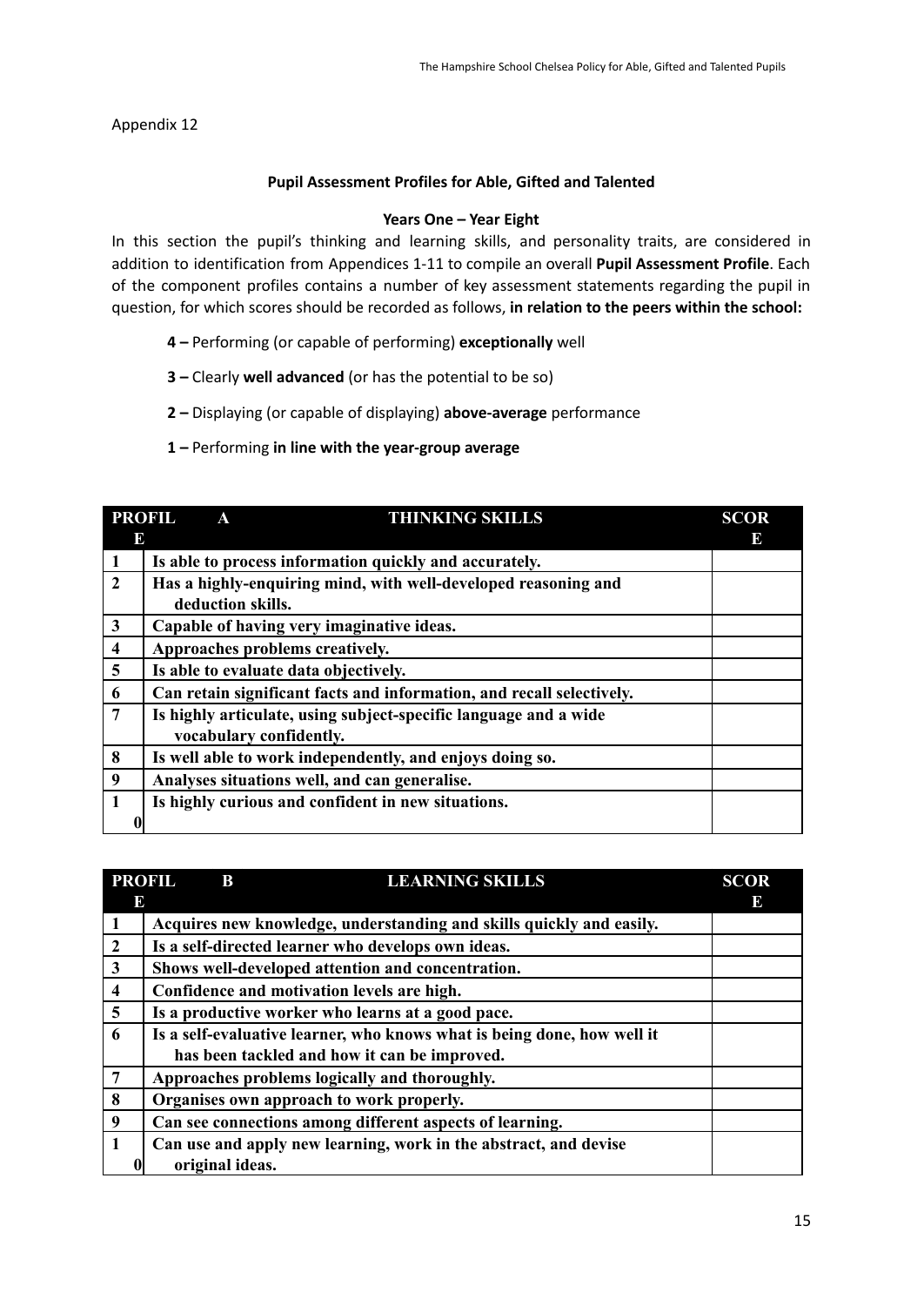Appendix 12

**Pupil Assessment Profiles for Able, Gifted and Talented**

**Years One – Year Eight**

In this section the pupil's thinking and learning skills, and personality traits, are considered in addition to identification from Appendices 1-11 to compile an overall **Pupil Assessment Profile**. Each of the component profiles contains a number of key assessment statements regarding the pupil in question, for which scores should be recorded as follows, **in relation to the peers within the school:**

- **4 –** Performing (or capable of performing) **exceptionally** well
- **3 –** Clearly **well advanced** (or has the potential to be so)
- **2 –** Displaying (or capable of displaying) **above-average** performance
- **1 –** Performing **in line with the year-group average**

| PROFILE A | THINKING SKILLS | SCORE |
|---|---|---|
| 1 | Is able to process information quickly and accurately. | |
| 2 | Has a highly-enquiring mind, with well-developed reasoning and deduction skills. | |
| 3 | Capable of having very imaginative ideas. | |
| 4 | Approaches problems creatively. | |
| 5 | Is able to evaluate data objectively. | |
| 6 | Can retain significant facts and information, and recall selectively. | |
| 7 | Is highly articulate, using subject-specific language and a wide vocabulary confidently. | |
| 8 | Is well able to work independently, and enjoys doing so. | |
| 9 | Analyses situations well, and can generalise. | |
| 10 | Is highly curious and confident in new situations. | |

| PROFILE B | LEARNING SKILLS | SCORE |
|---|---|---|
| 1 | Acquires new knowledge, understanding and skills quickly and easily. | |
| 2 | Is a self-directed learner who develops own ideas. | |
| 3 | Shows well-developed attention and concentration. | |
| 4 | Confidence and motivation levels are high. | |
| 5 | Is a productive worker who learns at a good pace. | |
| 6 | Is a self-evaluative learner, who knows what is being done, how well it has been tackled and how it can be improved. | |
| 7 | Approaches problems logically and thoroughly. | |
| 8 | Organises own approach to work properly. | |
| 9 | Can see connections among different aspects of learning. | |
| 10 | Can use and apply new learning, work in the abstract, and devise original ideas. | |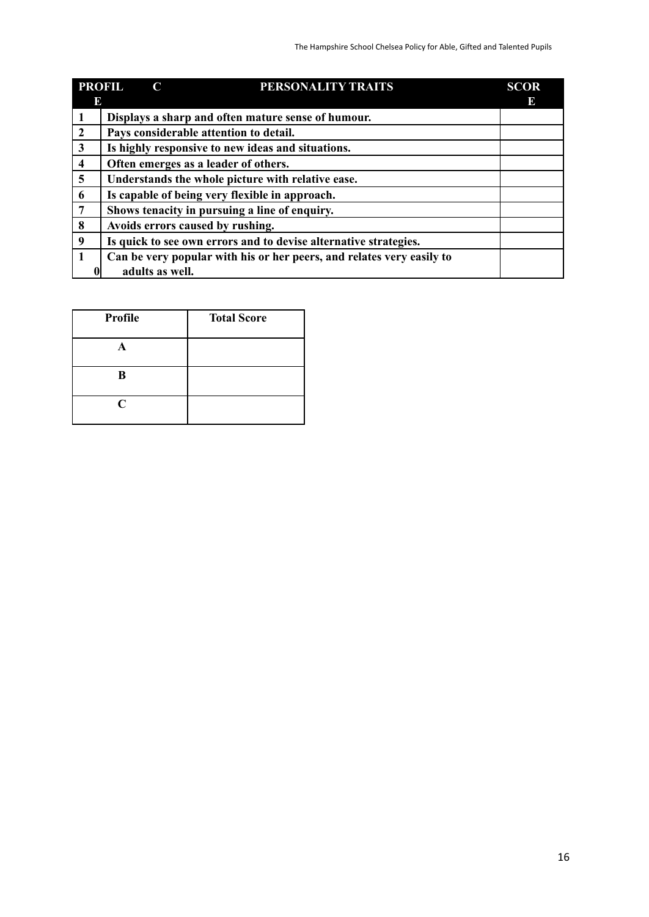| PROFILE | C | PERSONALITY TRAITS | SCORE |
|---|---|---|---|
| 1 | Displays a sharp and often mature sense of humour. | | |
| 2 | Pays considerable attention to detail. | | |
| 3 | Is highly responsive to new ideas and situations. | | |
| 4 | Often emerges as a leader of others. | | |
| 5 | Understands the whole picture with relative ease. | | |
| 6 | Is capable of being very flexible in approach. | | |
| 7 | Shows tenacity in pursuing a line of enquiry. | | |
| 8 | Avoids errors caused by rushing. | | |
| 9 | Is quick to see own errors and to devise alternative strategies. | | |
| 10 | Can be very popular with his or her peers, and relates very easily to adults as well. | | |

| Profile | Total Score |
|---|---|
| A | |
| B | |
| C | |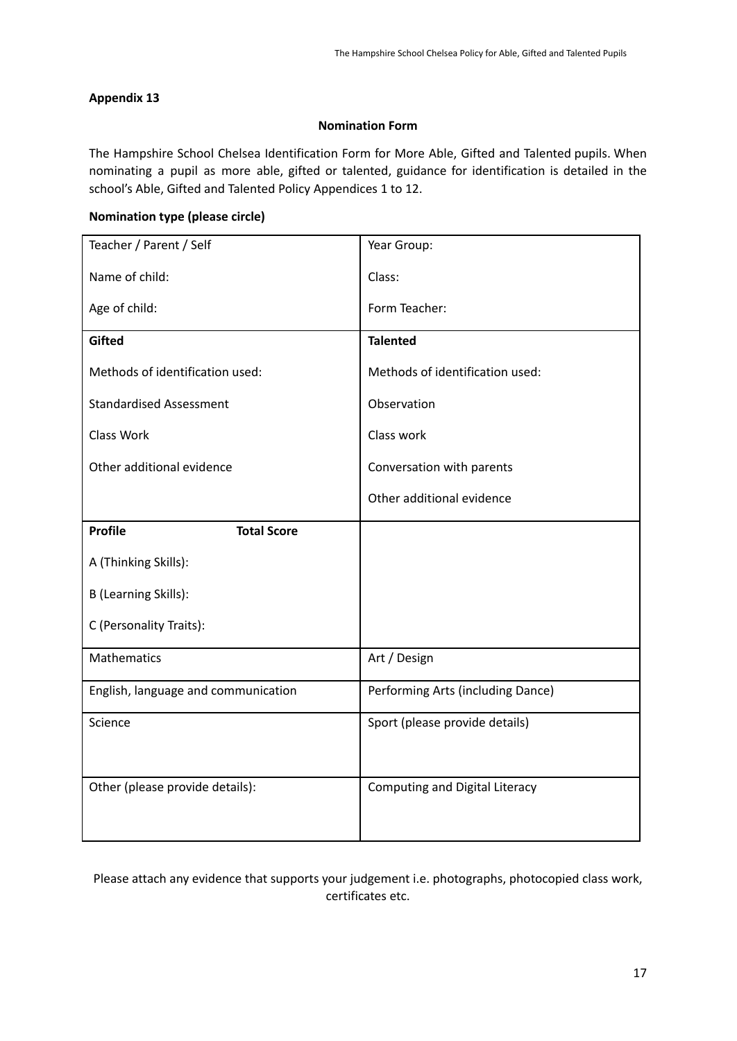**Appendix 13**

**Nomination Form**

The Hampshire School Chelsea Identification Form for More Able, Gifted and Talented pupils. When nominating a pupil as more able, gifted or talented, guidance for identification is detailed in the school's Able, Gifted and Talented Policy Appendices 1 to 12.

**Nomination type (please circle)**

| | |
|---|---|
| Teacher / Parent / Self<br><br>Name of child:<br><br>Age of child: | Year Group:<br><br>Class:<br><br>Form Teacher: |
| **Gifted**<br><br>Methods of identification used:<br><br>Standardised Assessment<br><br>Class Work<br><br>Other additional evidence | **Talented**<br><br>Methods of identification used:<br><br>Observation<br><br>Class work<br><br>Conversation with parents<br><br>Other additional evidence |
| **Profile** **Total Score**<br><br>A (Thinking Skills):<br><br>B (Learning Skills):<br><br>C (Personality Traits): | |
| Mathematics | Art / Design |
| English, language and communication | Performing Arts (including Dance) |
| Science | Sport (please provide details) |
| Other (please provide details): | Computing and Digital Literacy |

Please attach any evidence that supports your judgement i.e. photographs, photocopied class work, certificates etc.